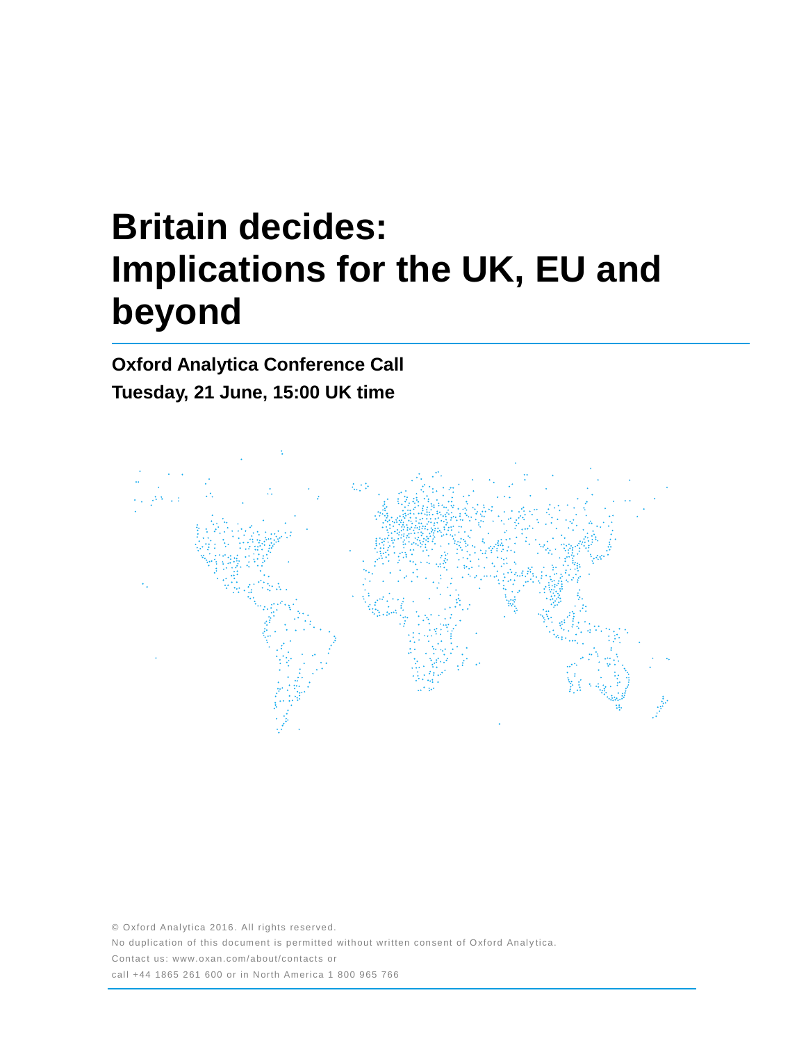# Britain decides: Implications for the UK, EU and beyond

**Oxford Analytica Conference Call**

**Tuesday, 21 June, 15:00 UK time**

© Oxford Analytica 2016. All rights reserved.

No duplication of this document is permitted without written consent of Oxford Analytica.

Contact us: www.oxan.com/about/contacts or

call +44 1865 261 600 or in North America 1 800 965 766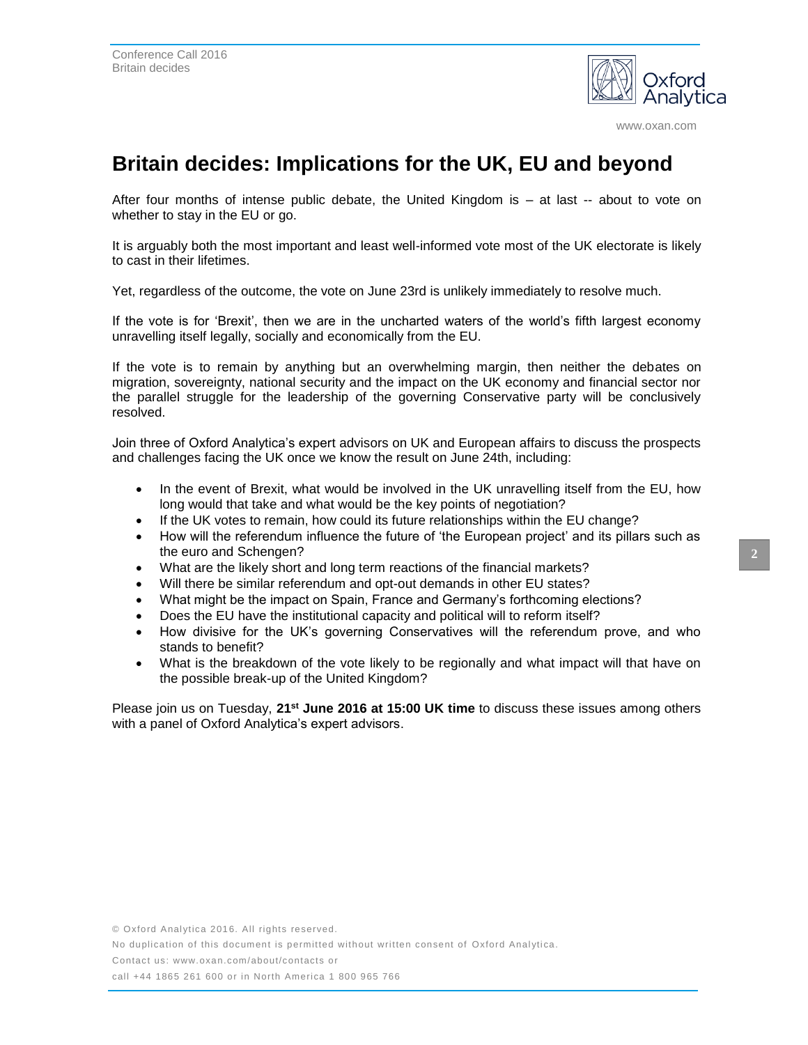# Britain decides: Implications for the UK, EU and beyond

After four months of intense public debate, the United Kingdom is – at last -- about to vote on whether to stay in the EU or go.

It is arguably both the most important and least well-informed vote most of the UK electorate is likely to cast in their lifetimes.

Yet, regardless of the outcome, the vote on June 23rd is unlikely immediately to resolve much.

If the vote is for 'Brexit', then we are in the uncharted waters of the world's fifth largest economy unravelling itself legally, socially and economically from the EU.

If the vote is to remain by anything but an overwhelming margin, then neither the debates on migration, sovereignty, national security and the impact on the UK economy and financial sector nor the parallel struggle for the leadership of the governing Conservative party will be conclusively resolved.

Join three of Oxford Analytica's expert advisors on UK and European affairs to discuss the prospects and challenges facing the UK once we know the result on June 24th, including:

- In the event of Brexit, what would be involved in the UK unravelling itself from the EU, how long would that take and what would be the key points of negotiation?
- If the UK votes to remain, how could its future relationships within the EU change?
- How will the referendum influence the future of 'the European project' and its pillars such as the euro and Schengen?
- What are the likely short and long term reactions of the financial markets?
- Will there be similar referendum and opt-out demands in other EU states?
- What might be the impact on Spain, France and Germany's forthcoming elections?
- Does the EU have the institutional capacity and political will to reform itself?
- How divisive for the UK's governing Conservatives will the referendum prove, and who stands to benefit?
- What is the breakdown of the vote likely to be regionally and what impact will that have on the possible break-up of the United Kingdom?

Please join us on Tuesday, **21st June 2016 at 15:00 UK time** to discuss these issues among others with a panel of Oxford Analytica's expert advisors.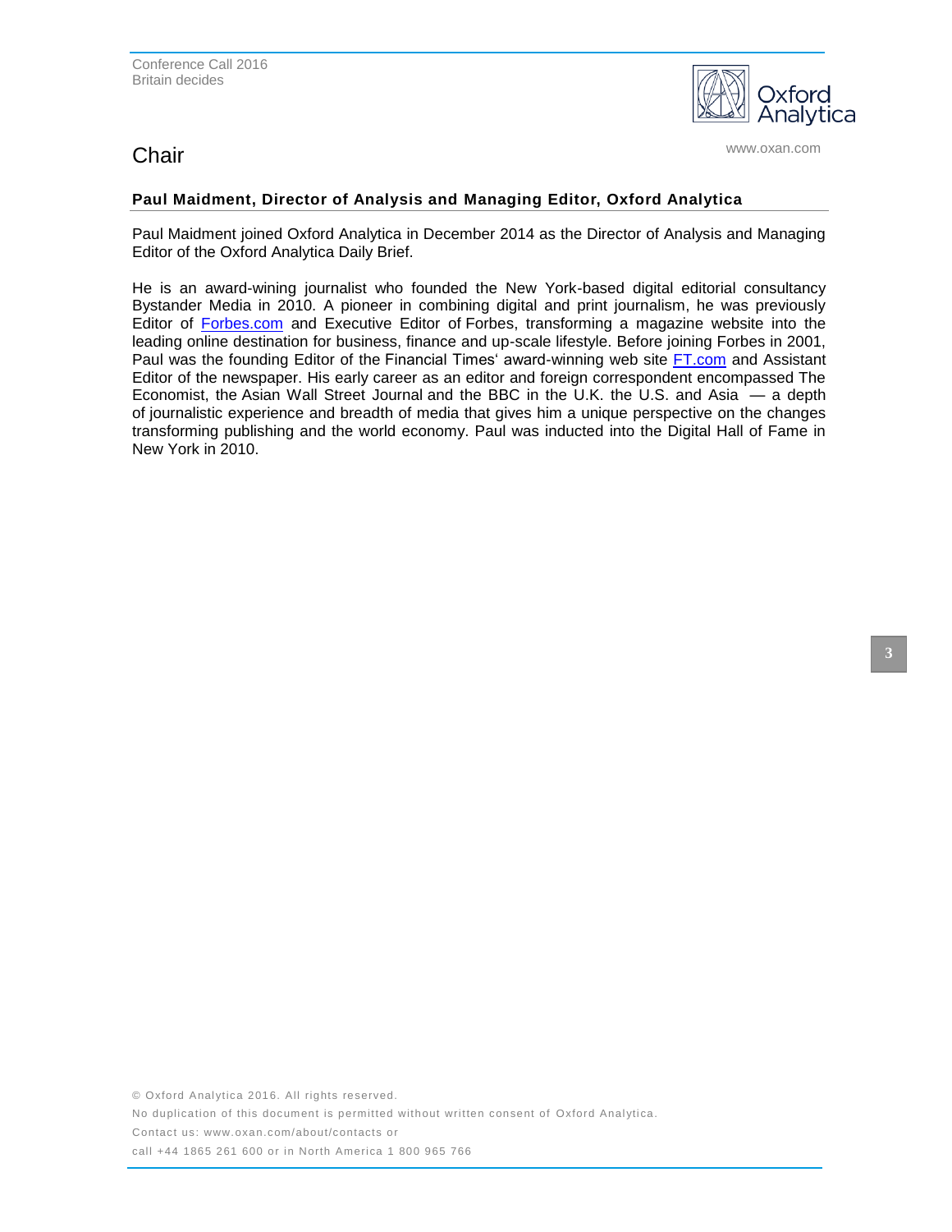# Chair

**Paul Maidment, Director of Analysis and Managing Editor, Oxford Analytica**

Paul Maidment joined Oxford Analytica in December 2014 as the Director of Analysis and Managing Editor of the Oxford Analytica Daily Brief.

He is an award-wining journalist who founded the New York-based digital editorial consultancy Bystander Media in 2010. A pioneer in combining digital and print journalism, he was previously Editor of Forbes.com and Executive Editor of Forbes, transforming a magazine website into the leading online destination for business, finance and up-scale lifestyle. Before joining Forbes in 2001, Paul was the founding Editor of the Financial Times' award-winning web site FT.com and Assistant Editor of the newspaper. His early career as an editor and foreign correspondent encompassed The Economist, the Asian Wall Street Journal and the BBC in the U.K. the U.S. and Asia — a depth of journalistic experience and breadth of media that gives him a unique perspective on the changes transforming publishing and the world economy. Paul was inducted into the Digital Hall of Fame in New York in 2010.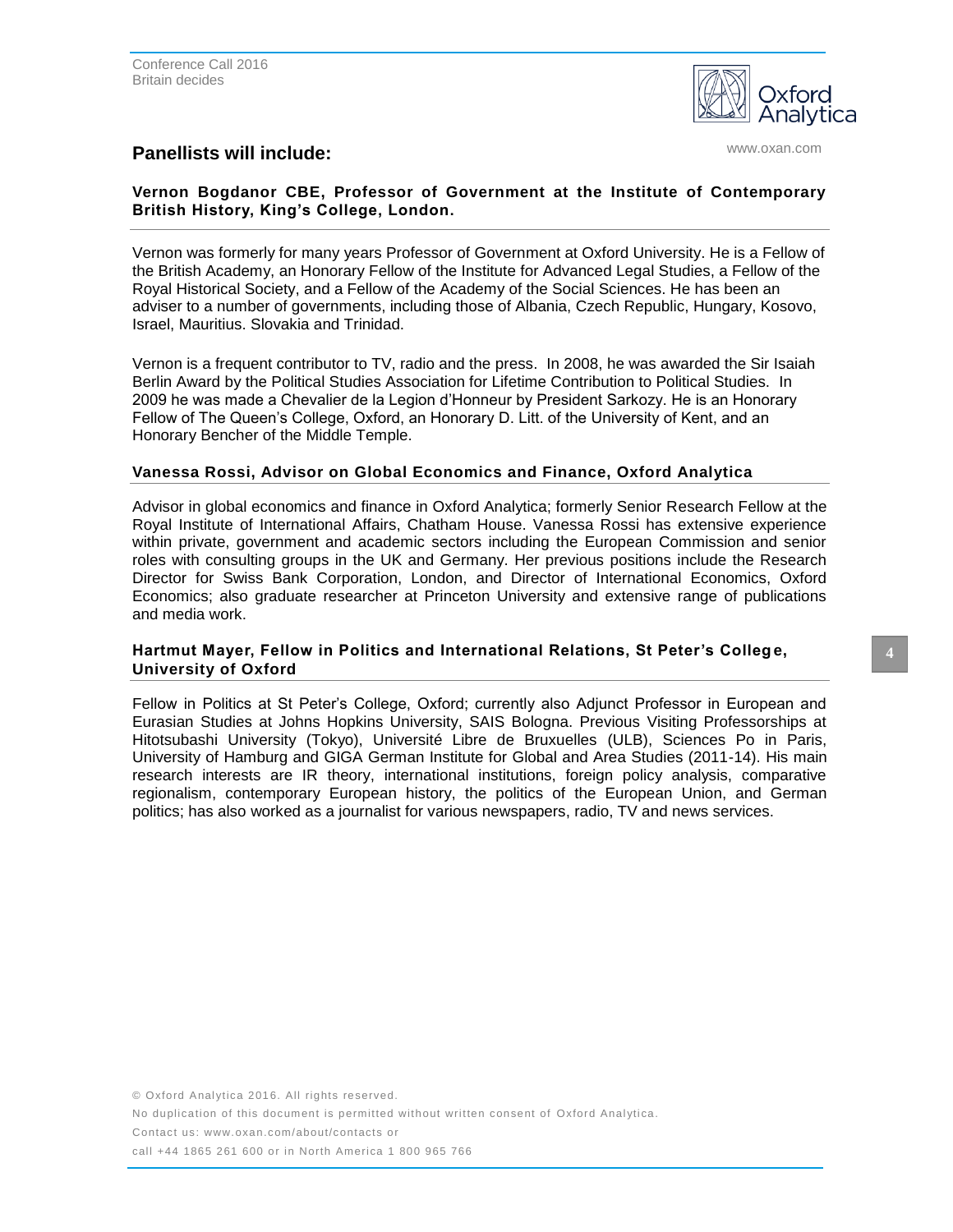## Panellists will include:

**Vernon Bogdanor CBE, Professor of Government at the Institute of Contemporary British History, King's College, London.**

Vernon was formerly for many years Professor of Government at Oxford University. He is a Fellow of the British Academy, an Honorary Fellow of the Institute for Advanced Legal Studies, a Fellow of the Royal Historical Society, and a Fellow of the Academy of the Social Sciences. He has been an adviser to a number of governments, including those of Albania, Czech Republic, Hungary, Kosovo, Israel, Mauritius. Slovakia and Trinidad.

Vernon is a frequent contributor to TV, radio and the press. In 2008, he was awarded the Sir Isaiah Berlin Award by the Political Studies Association for Lifetime Contribution to Political Studies. In 2009 he was made a Chevalier de la Legion d'Honneur by President Sarkozy. He is an Honorary Fellow of The Queen's College, Oxford, an Honorary D. Litt. of the University of Kent, and an Honorary Bencher of the Middle Temple.

**Vanessa Rossi, Advisor on Global Economics and Finance, Oxford Analytica**

Advisor in global economics and finance in Oxford Analytica; formerly Senior Research Fellow at the Royal Institute of International Affairs, Chatham House. Vanessa Rossi has extensive experience within private, government and academic sectors including the European Commission and senior roles with consulting groups in the UK and Germany. Her previous positions include the Research Director for Swiss Bank Corporation, London, and Director of International Economics, Oxford Economics; also graduate researcher at Princeton University and extensive range of publications and media work.

**Hartmut Mayer, Fellow in Politics and International Relations, St Peter's College, University of Oxford**

Fellow in Politics at St Peter's College, Oxford; currently also Adjunct Professor in European and Eurasian Studies at Johns Hopkins University, SAIS Bologna. Previous Visiting Professorships at Hitotsubashi University (Tokyo), Université Libre de Bruxuelles (ULB), Sciences Po in Paris, University of Hamburg and GIGA German Institute for Global and Area Studies (2011-14). His main research interests are IR theory, international institutions, foreign policy analysis, comparative regionalism, contemporary European history, the politics of the European Union, and German politics; has also worked as a journalist for various newspapers, radio, TV and news services.

© Oxford Analytica 2016. All rights reserved.
No duplication of this document is permitted without written consent of Oxford Analytica.
Contact us: www.oxan.com/about/contacts or
call +44 1865 261 600 or in North America 1 800 965 766